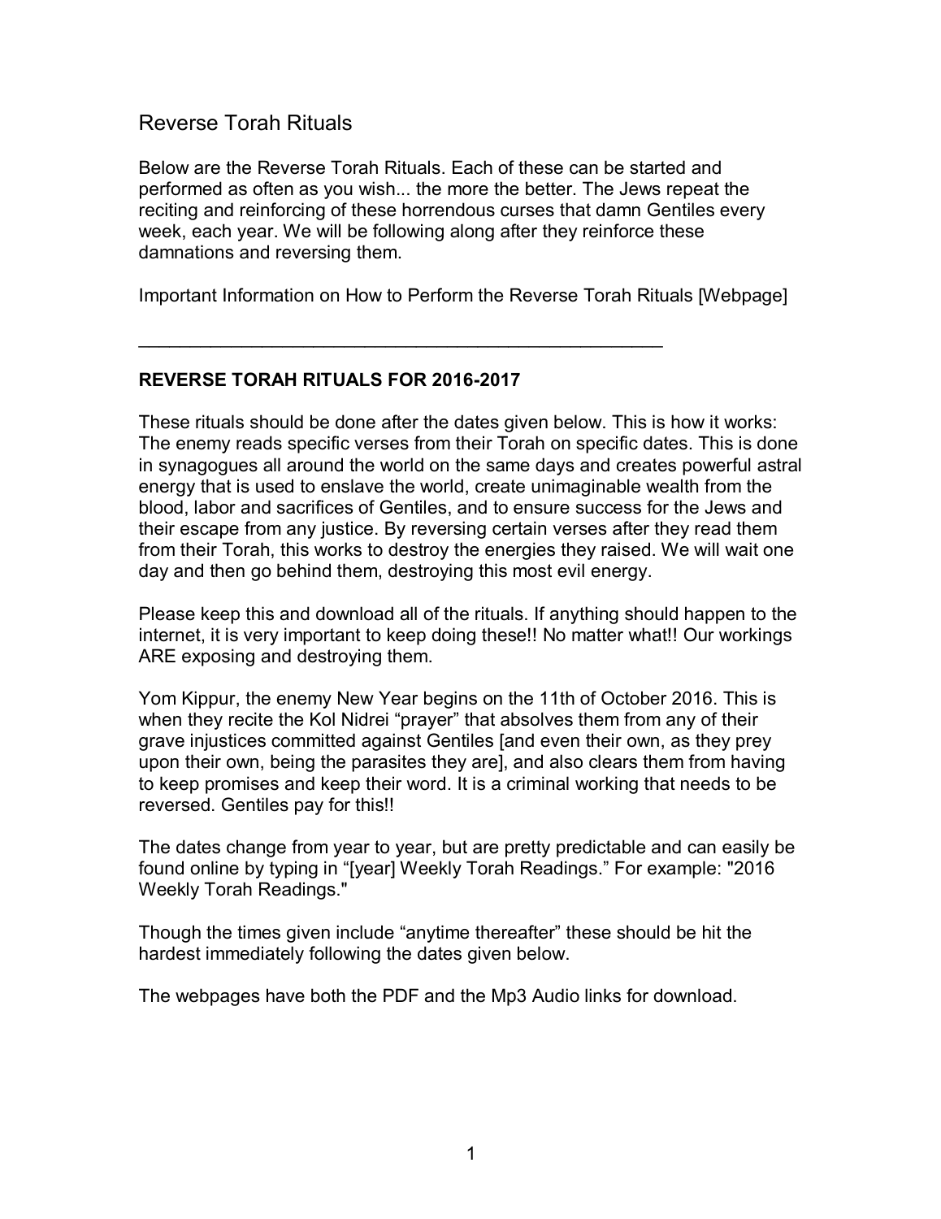# Reverse Torah Rituals

Below are the Reverse Torah Rituals. Each of these can be started and performed as often as you wish... the more the better. The Jews repeat the reciting and reinforcing of these horrendous curses that damn Gentiles every week, each year. We will be following along after they reinforce these damnations and reversing them.

Important Information on How to Perform the Reverse Torah Rituals [Webpage]

---

**REVERSE TORAH RITUALS FOR 2016-2017**

These rituals should be done after the dates given below. This is how it works: The enemy reads specific verses from their Torah on specific dates. This is done in synagogues all around the world on the same days and creates powerful astral energy that is used to enslave the world, create unimaginable wealth from the blood, labor and sacrifices of Gentiles, and to ensure success for the Jews and their escape from any justice. By reversing certain verses after they read them from their Torah, this works to destroy the energies they raised. We will wait one day and then go behind them, destroying this most evil energy.

Please keep this and download all of the rituals. If anything should happen to the internet, it is very important to keep doing these!! No matter what!! Our workings ARE exposing and destroying them.

Yom Kippur, the enemy New Year begins on the 11th of October 2016. This is when they recite the Kol Nidrei "prayer" that absolves them from any of their grave injustices committed against Gentiles [and even their own, as they prey upon their own, being the parasites they are], and also clears them from having to keep promises and keep their word. It is a criminal working that needs to be reversed. Gentiles pay for this!!

The dates change from year to year, but are pretty predictable and can easily be found online by typing in "[year] Weekly Torah Readings." For example: "2016 Weekly Torah Readings."

Though the times given include "anytime thereafter" these should be hit the hardest immediately following the dates given below.

The webpages have both the PDF and the Mp3 Audio links for download.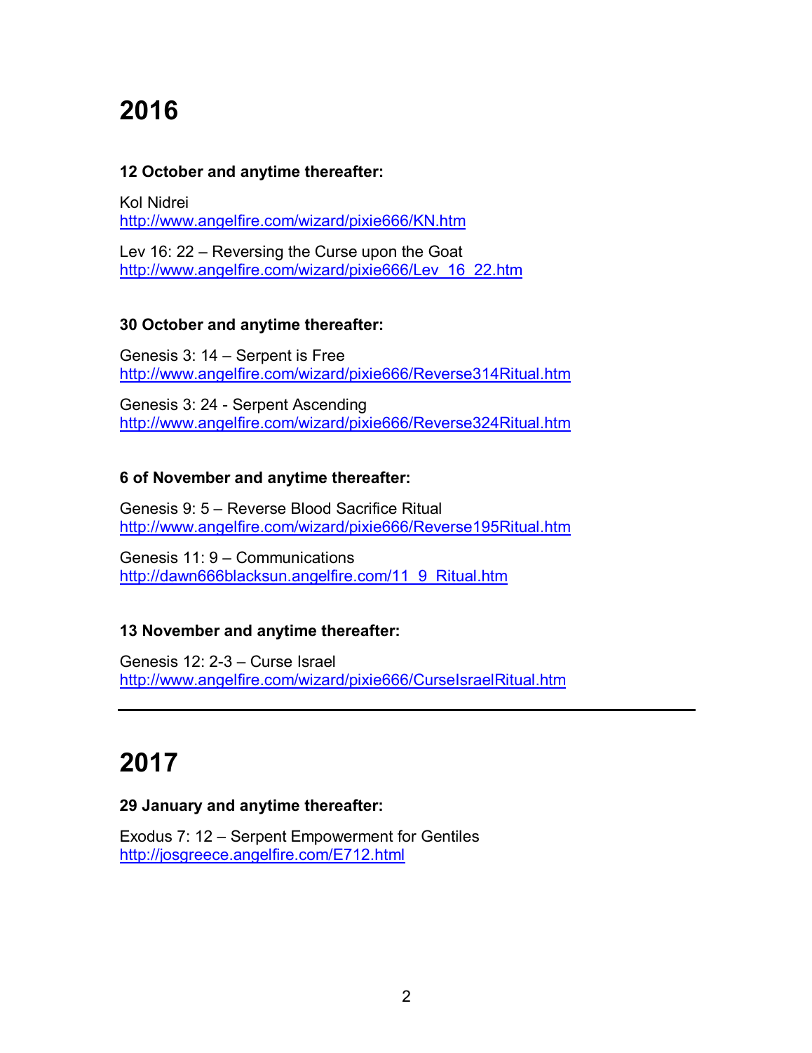# 2016

**12 October and anytime thereafter:**

Kol Nidrei
http://www.angelfire.com/wizard/pixie666/KN.htm

Lev 16: 22 – Reversing the Curse upon the Goat
http://www.angelfire.com/wizard/pixie666/Lev_16_22.htm

**30 October and anytime thereafter:**

Genesis 3: 14 – Serpent is Free
http://www.angelfire.com/wizard/pixie666/Reverse314Ritual.htm

Genesis 3: 24 - Serpent Ascending
http://www.angelfire.com/wizard/pixie666/Reverse324Ritual.htm

**6 of November and anytime thereafter:**

Genesis 9: 5 – Reverse Blood Sacrifice Ritual
http://www.angelfire.com/wizard/pixie666/Reverse195Ritual.htm

Genesis 11: 9 – Communications
http://dawn666blacksun.angelfire.com/11_9_Ritual.htm

**13 November and anytime thereafter:**

Genesis 12: 2-3 – Curse Israel
http://www.angelfire.com/wizard/pixie666/CurseIsraelRitual.htm

---

# 2017

**29 January and anytime thereafter:**

Exodus 7: 12 – Serpent Empowerment for Gentiles
http://josgreece.angelfire.com/E712.html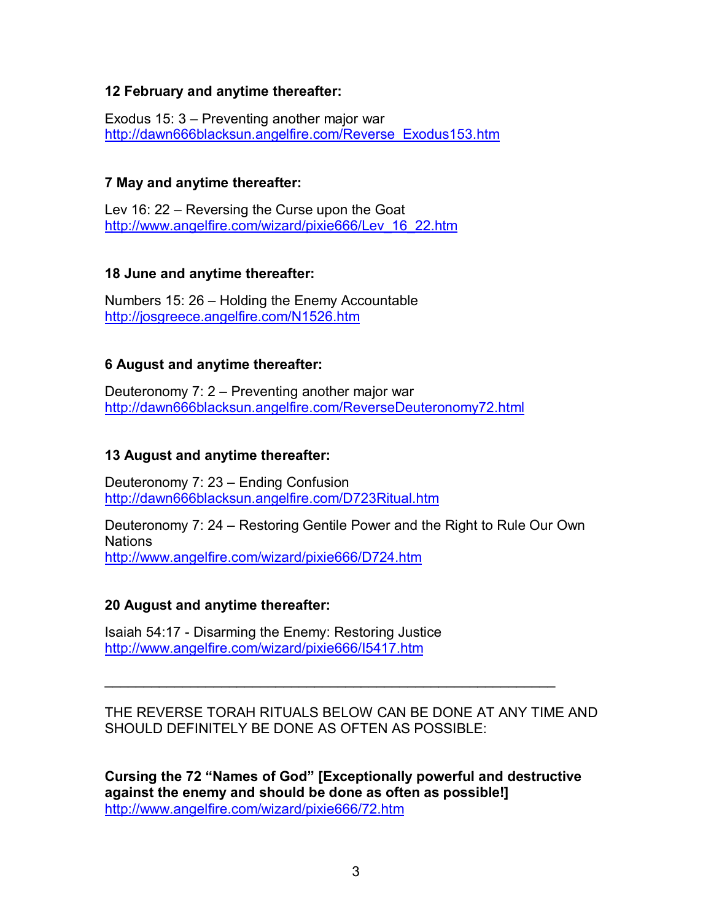**12 February and anytime thereafter:**

Exodus 15: 3 – Preventing another major war
http://dawn666blacksun.angelfire.com/Reverse_Exodus153.htm

**7 May and anytime thereafter:**

Lev 16: 22 – Reversing the Curse upon the Goat
http://www.angelfire.com/wizard/pixie666/Lev_16_22.htm

**18 June and anytime thereafter:**

Numbers 15: 26 – Holding the Enemy Accountable
http://josgreece.angelfire.com/N1526.htm

**6 August and anytime thereafter:**

Deuteronomy 7: 2 – Preventing another major war
http://dawn666blacksun.angelfire.com/ReverseDeuteronomy72.html

**13 August and anytime thereafter:**

Deuteronomy 7: 23 – Ending Confusion
http://dawn666blacksun.angelfire.com/D723Ritual.htm

Deuteronomy 7: 24 – Restoring Gentile Power and the Right to Rule Our Own Nations
http://www.angelfire.com/wizard/pixie666/D724.htm

**20 August and anytime thereafter:**

Isaiah 54:17 - Disarming the Enemy: Restoring Justice
http://www.angelfire.com/wizard/pixie666/I5417.htm

---

THE REVERSE TORAH RITUALS BELOW CAN BE DONE AT ANY TIME AND SHOULD DEFINITELY BE DONE AS OFTEN AS POSSIBLE:

**Cursing the 72 "Names of God" [Exceptionally powerful and destructive against the enemy and should be done as often as possible!]**
http://www.angelfire.com/wizard/pixie666/72.htm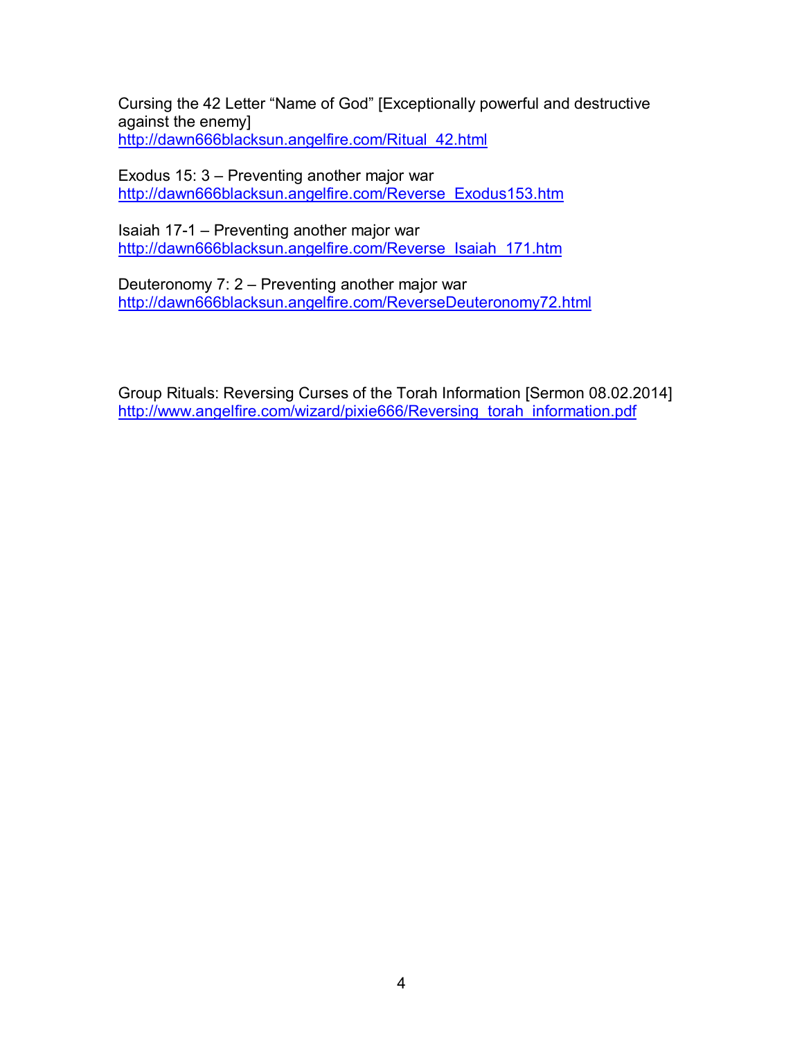Cursing the 42 Letter “Name of God” [Exceptionally powerful and destructive against the enemy]
http://dawn666blacksun.angelfire.com/Ritual_42.html

Exodus 15: 3 – Preventing another major war
http://dawn666blacksun.angelfire.com/Reverse_Exodus153.htm

Isaiah 17-1 – Preventing another major war
http://dawn666blacksun.angelfire.com/Reverse_Isaiah_171.htm

Deuteronomy 7: 2 – Preventing another major war
http://dawn666blacksun.angelfire.com/ReverseDeuteronomy72.html

Group Rituals: Reversing Curses of the Torah Information [Sermon 08.02.2014]
http://www.angelfire.com/wizard/pixie666/Reversing_torah_information.pdf